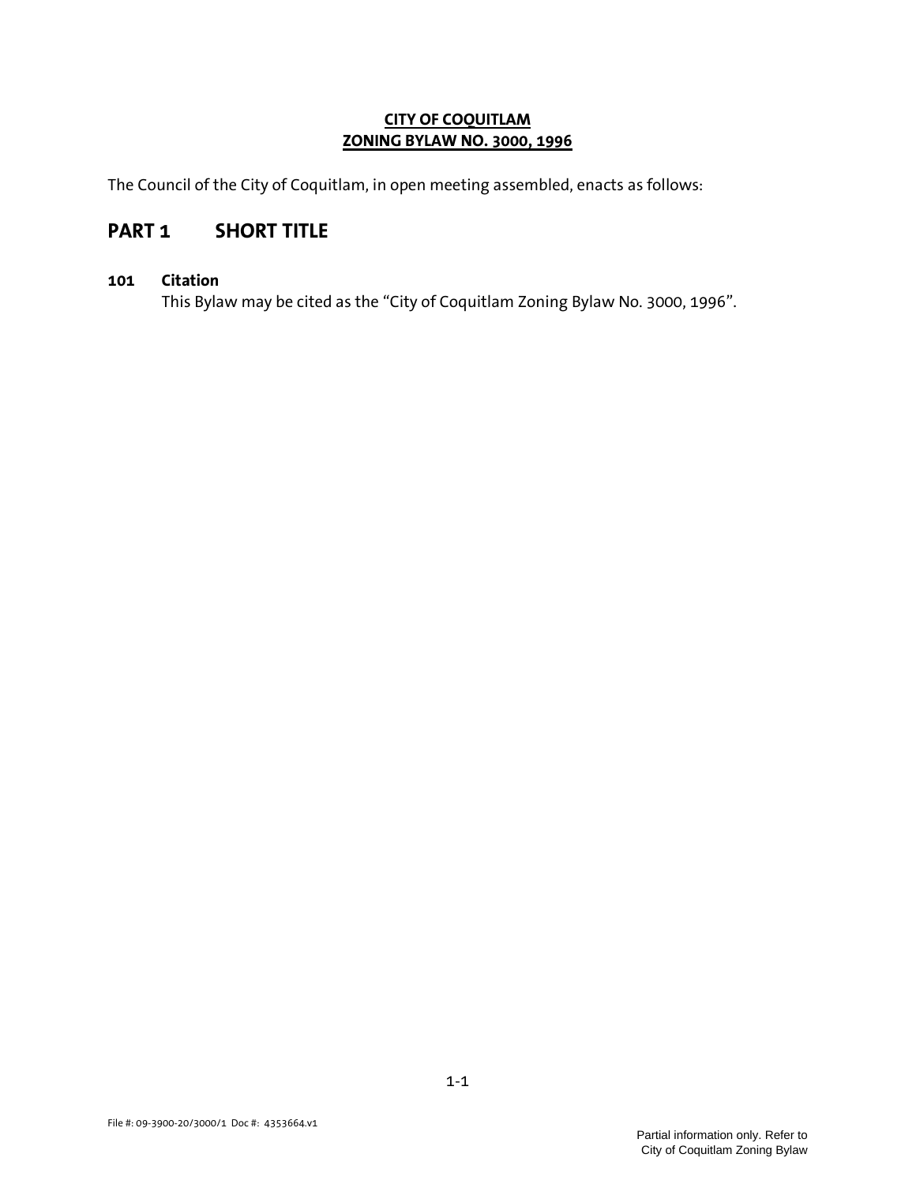**CITY OF COQUITLAM**
**ZONING BYLAW NO. 3000, 1996**

The Council of the City of Coquitlam, in open meeting assembled, enacts as follows:

# PART 1 SHORT TITLE

### 101 Citation

This Bylaw may be cited as the "City of Coquitlam Zoning Bylaw No. 3000, 1996".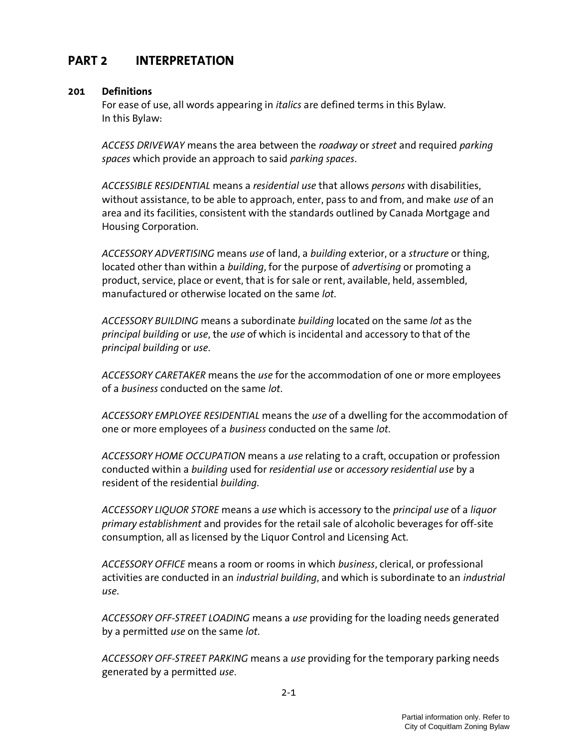# PART 2 INTERPRETATION

## 201 Definitions

For ease of use, all words appearing in *italics* are defined terms in this Bylaw.
In this Bylaw:

*ACCESS DRIVEWAY* means the area between the *roadway* or *street* and required *parking spaces* which provide an approach to said *parking spaces*.

*ACCESSIBLE RESIDENTIAL* means a *residential use* that allows *persons* with disabilities, without assistance, to be able to approach, enter, pass to and from, and make *use* of an area and its facilities, consistent with the standards outlined by Canada Mortgage and Housing Corporation.

*ACCESSORY ADVERTISING* means *use* of land, a *building* exterior, or a *structure* or thing, located other than within a *building*, for the purpose of *advertising* or promoting a product, service, place or event, that is for sale or rent, available, held, assembled, manufactured or otherwise located on the same *lot*.

*ACCESSORY BUILDING* means a subordinate *building* located on the same *lot* as the *principal building* or *use*, the *use* of which is incidental and accessory to that of the *principal building* or *use*.

*ACCESSORY CARETAKER* means the *use* for the accommodation of one or more employees of a *business* conducted on the same *lot*.

*ACCESSORY EMPLOYEE RESIDENTIAL* means the *use* of a dwelling for the accommodation of one or more employees of a *business* conducted on the same *lot*.

*ACCESSORY HOME OCCUPATION* means a *use* relating to a craft, occupation or profession conducted within a *building* used for *residential use* or *accessory residential use* by a resident of the residential *building*.

*ACCESSORY LIQUOR STORE* means a *use* which is accessory to the *principal use* of a *liquor primary establishment* and provides for the retail sale of alcoholic beverages for off-site consumption, all as licensed by the Liquor Control and Licensing Act.

*ACCESSORY OFFICE* means a room or rooms in which *business*, clerical, or professional activities are conducted in an *industrial building*, and which is subordinate to an *industrial use*.

*ACCESSORY OFF-STREET LOADING* means a *use* providing for the loading needs generated by a permitted *use* on the same *lot*.

*ACCESSORY OFF-STREET PARKING* means a *use* providing for the temporary parking needs generated by a permitted *use*.

Partial information only. Refer to City of Coquitlam Zoning Bylaw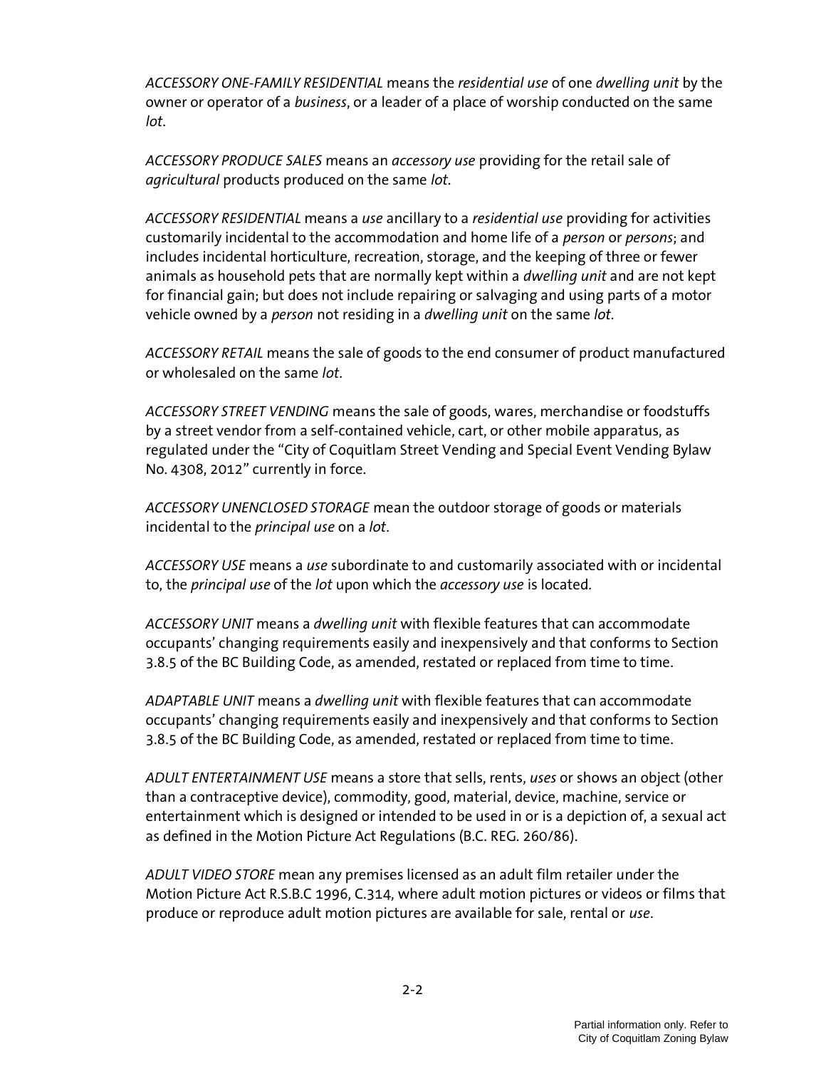*ACCESSORY ONE-FAMILY RESIDENTIAL* means the *residential use* of one *dwelling unit* by the owner or operator of a *business*, or a leader of a place of worship conducted on the same *lot*.

*ACCESSORY PRODUCE SALES* means an *accessory use* providing for the retail sale of *agricultural* products produced on the same *lot*.

*ACCESSORY RESIDENTIAL* means a *use* ancillary to a *residential use* providing for activities customarily incidental to the accommodation and home life of a *person* or *persons*; and includes incidental horticulture, recreation, storage, and the keeping of three or fewer animals as household pets that are normally kept within a *dwelling unit* and are not kept for financial gain; but does not include repairing or salvaging and using parts of a motor vehicle owned by a *person* not residing in a *dwelling unit* on the same *lot*.

*ACCESSORY RETAIL* means the sale of goods to the end consumer of product manufactured or wholesaled on the same *lot*.

*ACCESSORY STREET VENDING* means the sale of goods, wares, merchandise or foodstuffs by a street vendor from a self-contained vehicle, cart, or other mobile apparatus, as regulated under the "City of Coquitlam Street Vending and Special Event Vending Bylaw No. 4308, 2012" currently in force.

*ACCESSORY UNENCLOSED STORAGE* mean the outdoor storage of goods or materials incidental to the *principal use* on a *lot*.

*ACCESSORY USE* means a *use* subordinate to and customarily associated with or incidental to, the *principal use* of the *lot* upon which the *accessory use* is located.

*ACCESSORY UNIT* means a *dwelling unit* with flexible features that can accommodate occupants' changing requirements easily and inexpensively and that conforms to Section 3.8.5 of the BC Building Code, as amended, restated or replaced from time to time.

*ADAPTABLE UNIT* means a *dwelling unit* with flexible features that can accommodate occupants' changing requirements easily and inexpensively and that conforms to Section 3.8.5 of the BC Building Code, as amended, restated or replaced from time to time.

*ADULT ENTERTAINMENT USE* means a store that sells, rents, *uses* or shows an object (other than a contraceptive device), commodity, good, material, device, machine, service or entertainment which is designed or intended to be used in or is a depiction of, a sexual act as defined in the Motion Picture Act Regulations (B.C. REG. 260/86).

*ADULT VIDEO STORE* mean any premises licensed as an adult film retailer under the Motion Picture Act R.S.B.C 1996, C.314, where adult motion pictures or videos or films that produce or reproduce adult motion pictures are available for sale, rental or *use*.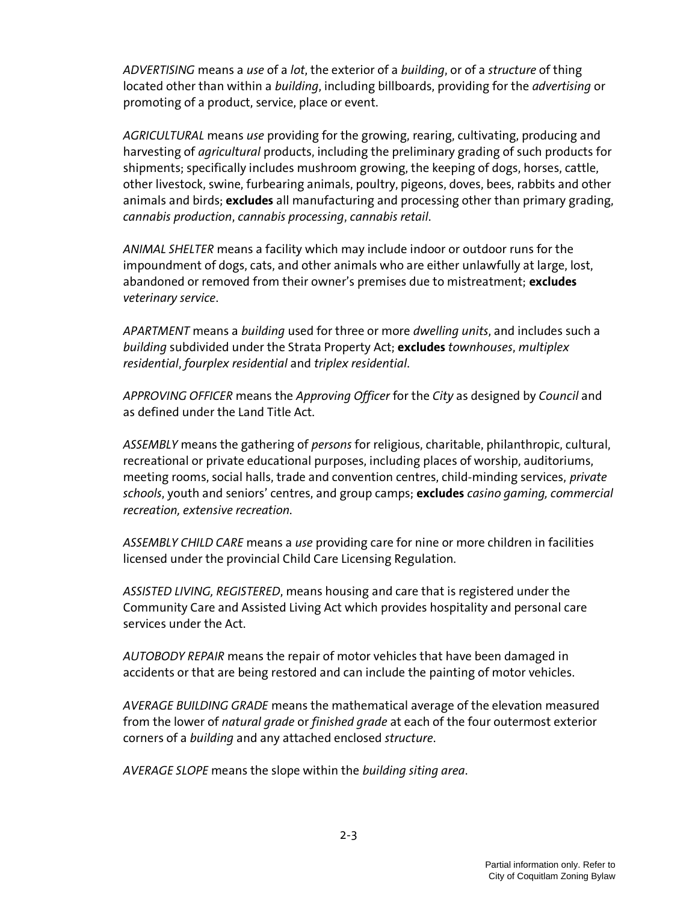*ADVERTISING* means a *use* of a *lot*, the exterior of a *building*, or of a *structure* of thing located other than within a *building*, including billboards, providing for the *advertising* or promoting of a product, service, place or event.

*AGRICULTURAL* means *use* providing for the growing, rearing, cultivating, producing and harvesting of *agricultural* products, including the preliminary grading of such products for shipments; specifically includes mushroom growing, the keeping of dogs, horses, cattle, other livestock, swine, furbearing animals, poultry, pigeons, doves, bees, rabbits and other animals and birds; **excludes** all manufacturing and processing other than primary grading, *cannabis production*, *cannabis processing*, *cannabis retail*.

*ANIMAL SHELTER* means a facility which may include indoor or outdoor runs for the impoundment of dogs, cats, and other animals who are either unlawfully at large, lost, abandoned or removed from their owner's premises due to mistreatment; **excludes** *veterinary service*.

*APARTMENT* means a *building* used for three or more *dwelling units*, and includes such a *building* subdivided under the Strata Property Act; **excludes** *townhouses*, *multiplex residential*, *fourplex residential* and *triplex residential*.

*APPROVING OFFICER* means the *Approving Officer* for the *City* as designed by *Council* and as defined under the Land Title Act.

*ASSEMBLY* means the gathering of *persons* for religious, charitable, philanthropic, cultural, recreational or private educational purposes, including places of worship, auditoriums, meeting rooms, social halls, trade and convention centres, child-minding services, *private schools*, youth and seniors' centres, and group camps; **excludes** *casino gaming, commercial recreation, extensive recreation*.

*ASSEMBLY CHILD CARE* means a *use* providing care for nine or more children in facilities licensed under the provincial Child Care Licensing Regulation.

*ASSISTED LIVING, REGISTERED*, means housing and care that is registered under the Community Care and Assisted Living Act which provides hospitality and personal care services under the Act.

*AUTOBODY REPAIR* means the repair of motor vehicles that have been damaged in accidents or that are being restored and can include the painting of motor vehicles.

*AVERAGE BUILDING GRADE* means the mathematical average of the elevation measured from the lower of *natural grade* or *finished grade* at each of the four outermost exterior corners of a *building* and any attached enclosed *structure*.

*AVERAGE SLOPE* means the slope within the *building siting area*.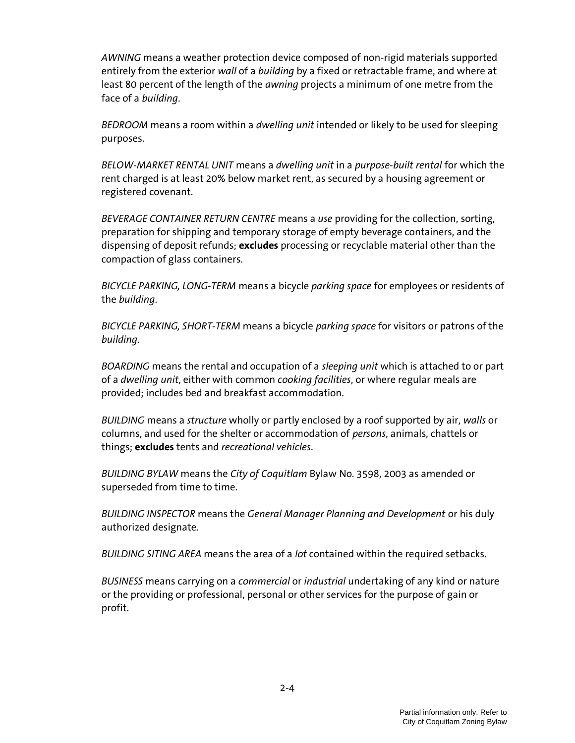*AWNING* means a weather protection device composed of non-rigid materials supported entirely from the exterior *wall* of a *building* by a fixed or retractable frame, and where at least 80 percent of the length of the *awning* projects a minimum of one metre from the face of a *building*.

*BEDROOM* means a room within a *dwelling unit* intended or likely to be used for sleeping purposes.

*BELOW-MARKET RENTAL UNIT* means a *dwelling unit* in a *purpose-built rental* for which the rent charged is at least 20% below market rent, as secured by a housing agreement or registered covenant.

*BEVERAGE CONTAINER RETURN CENTRE* means a *use* providing for the collection, sorting, preparation for shipping and temporary storage of empty beverage containers, and the dispensing of deposit refunds; **excludes** processing or recyclable material other than the compaction of glass containers.

*BICYCLE PARKING, LONG-TERM* means a bicycle *parking space* for employees or residents of the *building*.

*BICYCLE PARKING, SHORT-TERM* means a bicycle *parking space* for visitors or patrons of the *building*.

*BOARDING* means the rental and occupation of a *sleeping unit* which is attached to or part of a *dwelling unit*, either with common *cooking facilities*, or where regular meals are provided; includes bed and breakfast accommodation.

*BUILDING* means a *structure* wholly or partly enclosed by a roof supported by air, *walls* or columns, and used for the shelter or accommodation of *persons*, animals, chattels or things; **excludes** tents and *recreational vehicles*.

*BUILDING BYLAW* means the *City of Coquitlam* Bylaw No. 3598, 2003 as amended or superseded from time to time.

*BUILDING INSPECTOR* means the *General Manager Planning and Development* or his duly authorized designate.

*BUILDING SITING AREA* means the area of a *lot* contained within the required setbacks.

*BUSINESS* means carrying on a *commercial* or *industrial* undertaking of any kind or nature or the providing or professional, personal or other services for the purpose of gain or profit.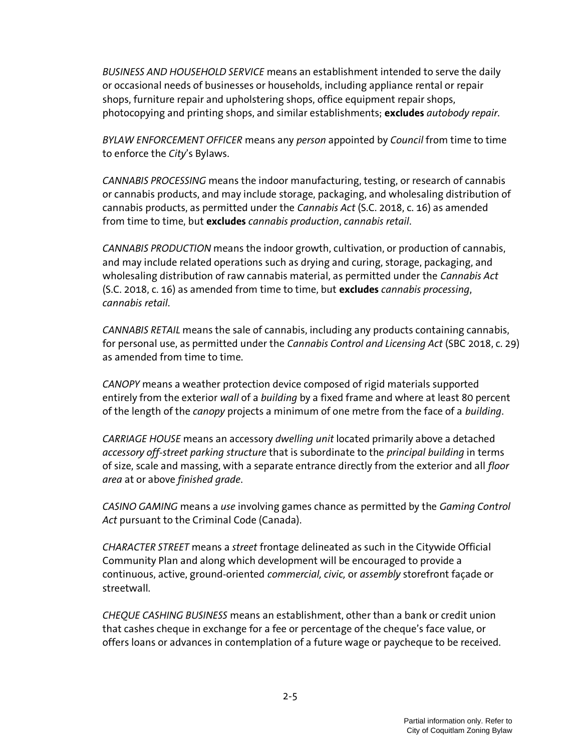*BUSINESS AND HOUSEHOLD SERVICE* means an establishment intended to serve the daily or occasional needs of businesses or households, including appliance rental or repair shops, furniture repair and upholstering shops, office equipment repair shops, photocopying and printing shops, and similar establishments; **excludes** *autobody repair*.

*BYLAW ENFORCEMENT OFFICER* means any *person* appointed by *Council* from time to time to enforce the *City*'s Bylaws.

*CANNABIS PROCESSING* means the indoor manufacturing, testing, or research of cannabis or cannabis products, and may include storage, packaging, and wholesaling distribution of cannabis products, as permitted under the *Cannabis Act* (S.C. 2018, c. 16) as amended from time to time, but **excludes** *cannabis production*, *cannabis retail*.

*CANNABIS PRODUCTION* means the indoor growth, cultivation, or production of cannabis, and may include related operations such as drying and curing, storage, packaging, and wholesaling distribution of raw cannabis material, as permitted under the *Cannabis Act* (S.C. 2018, c. 16) as amended from time to time, but **excludes** *cannabis processing*, *cannabis retail*.

*CANNABIS RETAIL* means the sale of cannabis, including any products containing cannabis, for personal use, as permitted under the *Cannabis Control and Licensing Act* (SBC 2018, c. 29) as amended from time to time.

*CANOPY* means a weather protection device composed of rigid materials supported entirely from the exterior *wall* of a *building* by a fixed frame and where at least 80 percent of the length of the *canopy* projects a minimum of one metre from the face of a *building*.

*CARRIAGE HOUSE* means an accessory *dwelling unit* located primarily above a detached *accessory off-street parking structure* that is subordinate to the *principal building* in terms of size, scale and massing, with a separate entrance directly from the exterior and all *floor area* at or above *finished grade*.

*CASINO GAMING* means a *use* involving games chance as permitted by the *Gaming Control Act* pursuant to the Criminal Code (Canada).

*CHARACTER STREET* means a *street* frontage delineated as such in the Citywide Official Community Plan and along which development will be encouraged to provide a continuous, active, ground-oriented *commercial, civic,* or *assembly* storefront façade or streetwall.

*CHEQUE CASHING BUSINESS* means an establishment, other than a bank or credit union that cashes cheque in exchange for a fee or percentage of the cheque's face value, or offers loans or advances in contemplation of a future wage or paycheque to be received.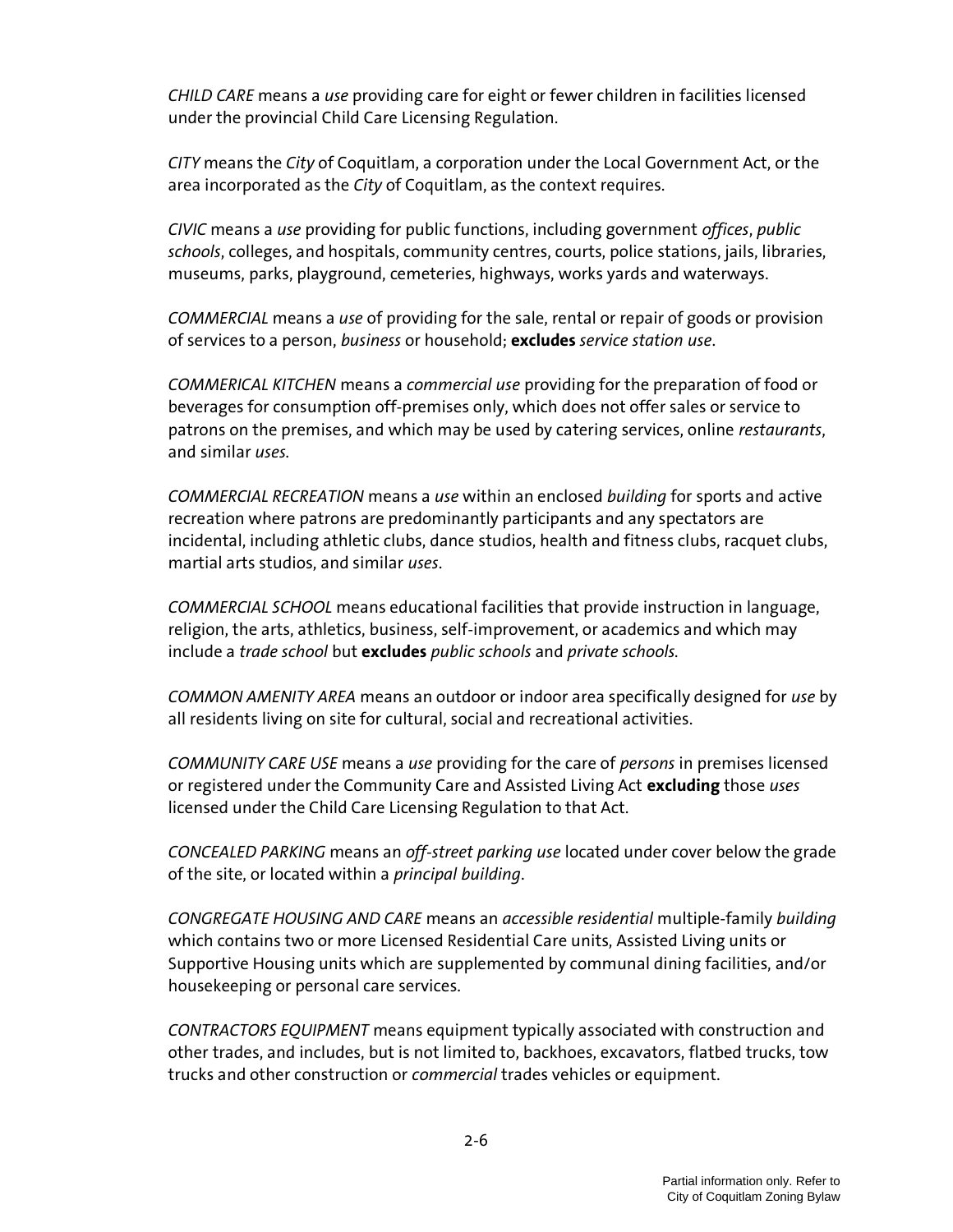*CHILD CARE* means a *use* providing care for eight or fewer children in facilities licensed under the provincial Child Care Licensing Regulation.

*CITY* means the *City* of Coquitlam, a corporation under the Local Government Act, or the area incorporated as the *City* of Coquitlam, as the context requires.

*CIVIC* means a *use* providing for public functions, including government *offices*, *public schools*, colleges, and hospitals, community centres, courts, police stations, jails, libraries, museums, parks, playground, cemeteries, highways, works yards and waterways.

*COMMERCIAL* means a *use* of providing for the sale, rental or repair of goods or provision of services to a person, *business* or household; **excludes** *service station use*.

*COMMERICAL KITCHEN* means a *commercial use* providing for the preparation of food or beverages for consumption off-premises only, which does not offer sales or service to patrons on the premises, and which may be used by catering services, online *restaurants*, and similar *uses.*

*COMMERCIAL RECREATION* means a *use* within an enclosed *building* for sports and active recreation where patrons are predominantly participants and any spectators are incidental, including athletic clubs, dance studios, health and fitness clubs, racquet clubs, martial arts studios, and similar *uses*.

*COMMERCIAL SCHOOL* means educational facilities that provide instruction in language, religion, the arts, athletics, business, self-improvement, or academics and which may include a *trade school* but **excludes** *public schools* and *private schools.*

*COMMON AMENITY AREA* means an outdoor or indoor area specifically designed for *use* by all residents living on site for cultural, social and recreational activities.

*COMMUNITY CARE USE* means a *use* providing for the care of *persons* in premises licensed or registered under the Community Care and Assisted Living Act **excluding** those *uses* licensed under the Child Care Licensing Regulation to that Act.

*CONCEALED PARKING* means an *off-street parking use* located under cover below the grade of the site, or located within a *principal building*.

*CONGREGATE HOUSING AND CARE* means an *accessible residential* multiple-family *building* which contains two or more Licensed Residential Care units, Assisted Living units or Supportive Housing units which are supplemented by communal dining facilities, and/or housekeeping or personal care services.

*CONTRACTORS EQUIPMENT* means equipment typically associated with construction and other trades, and includes, but is not limited to, backhoes, excavators, flatbed trucks, tow trucks and other construction or *commercial* trades vehicles or equipment.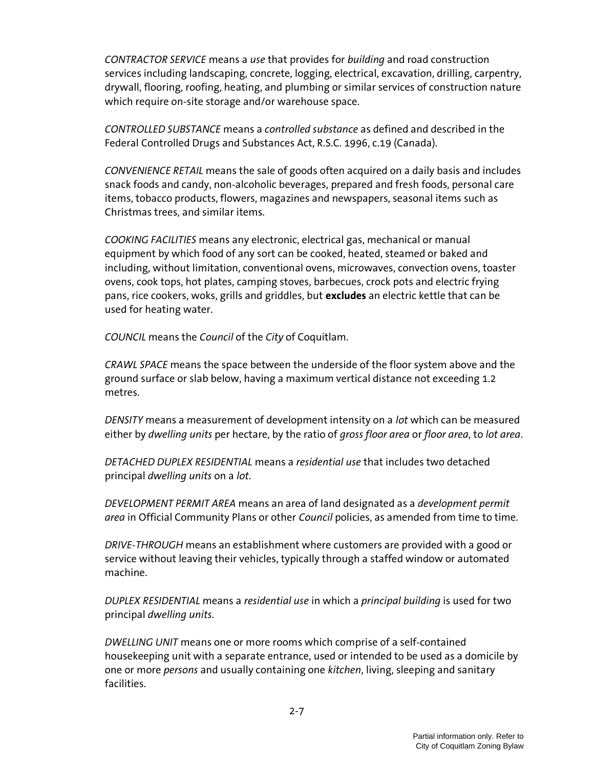*CONTRACTOR SERVICE* means a *use* that provides for *building* and road construction services including landscaping, concrete, logging, electrical, excavation, drilling, carpentry, drywall, flooring, roofing, heating, and plumbing or similar services of construction nature which require on-site storage and/or warehouse space.

*CONTROLLED SUBSTANCE* means a *controlled substance* as defined and described in the Federal Controlled Drugs and Substances Act, R.S.C. 1996, c.19 (Canada).

*CONVENIENCE RETAIL* means the sale of goods often acquired on a daily basis and includes snack foods and candy, non-alcoholic beverages, prepared and fresh foods, personal care items, tobacco products, flowers, magazines and newspapers, seasonal items such as Christmas trees, and similar items.

*COOKING FACILITIES* means any electronic, electrical gas, mechanical or manual equipment by which food of any sort can be cooked, heated, steamed or baked and including, without limitation, conventional ovens, microwaves, convection ovens, toaster ovens, cook tops, hot plates, camping stoves, barbecues, crock pots and electric frying pans, rice cookers, woks, grills and griddles, but **excludes** an electric kettle that can be used for heating water.

*COUNCIL* means the *Council* of the *City* of Coquitlam.

*CRAWL SPACE* means the space between the underside of the floor system above and the ground surface or slab below, having a maximum vertical distance not exceeding 1.2 metres.

*DENSITY* means a measurement of development intensity on a *lot* which can be measured either by *dwelling units* per hectare, by the ratio of *gross floor area* or *floor area*, to *lot area*.

*DETACHED DUPLEX RESIDENTIAL* means a *residential use* that includes two detached principal *dwelling units* on a *lot*.

*DEVELOPMENT PERMIT AREA* means an area of land designated as a *development permit area* in Official Community Plans or other *Council* policies, as amended from time to time.

*DRIVE-THROUGH* means an establishment where customers are provided with a good or service without leaving their vehicles, typically through a staffed window or automated machine.

*DUPLEX RESIDENTIAL* means a *residential use* in which a *principal building* is used for two principal *dwelling units*.

*DWELLING UNIT* means one or more rooms which comprise of a self-contained housekeeping unit with a separate entrance, used or intended to be used as a domicile by one or more *persons* and usually containing one *kitchen*, living, sleeping and sanitary facilities.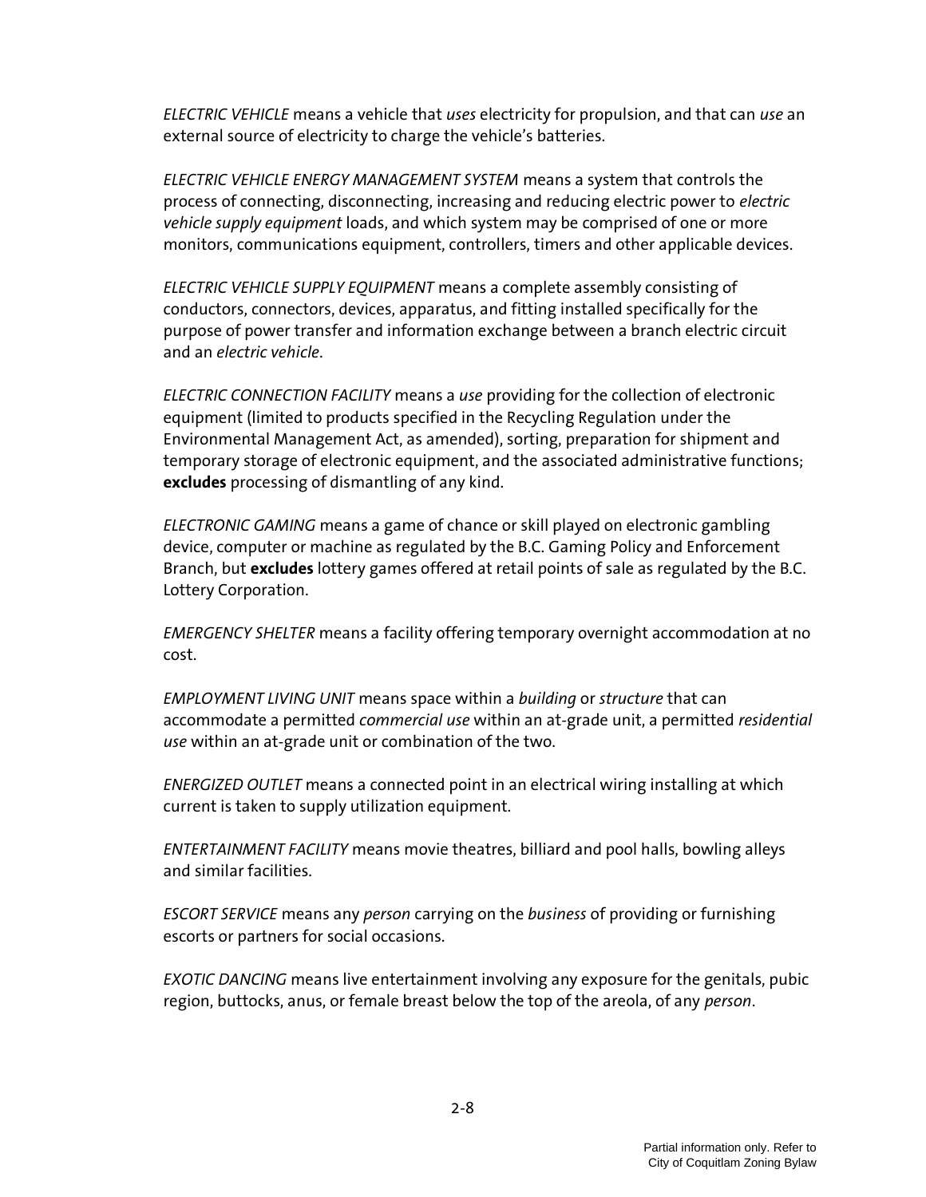*ELECTRIC VEHICLE* means a vehicle that *uses* electricity for propulsion, and that can *use* an external source of electricity to charge the vehicle's batteries.

*ELECTRIC VEHICLE ENERGY MANAGEMENT SYSTEM* means a system that controls the process of connecting, disconnecting, increasing and reducing electric power to *electric vehicle supply equipment* loads, and which system may be comprised of one or more monitors, communications equipment, controllers, timers and other applicable devices.

*ELECTRIC VEHICLE SUPPLY EQUIPMENT* means a complete assembly consisting of conductors, connectors, devices, apparatus, and fitting installed specifically for the purpose of power transfer and information exchange between a branch electric circuit and an *electric vehicle*.

*ELECTRIC CONNECTION FACILITY* means a *use* providing for the collection of electronic equipment (limited to products specified in the Recycling Regulation under the Environmental Management Act, as amended), sorting, preparation for shipment and temporary storage of electronic equipment, and the associated administrative functions; **excludes** processing of dismantling of any kind.

*ELECTRONIC GAMING* means a game of chance or skill played on electronic gambling device, computer or machine as regulated by the B.C. Gaming Policy and Enforcement Branch, but **excludes** lottery games offered at retail points of sale as regulated by the B.C. Lottery Corporation.

*EMERGENCY SHELTER* means a facility offering temporary overnight accommodation at no cost.

*EMPLOYMENT LIVING UNIT* means space within a *building* or *structure* that can accommodate a permitted *commercial use* within an at-grade unit, a permitted *residential use* within an at-grade unit or combination of the two.

*ENERGIZED OUTLET* means a connected point in an electrical wiring installing at which current is taken to supply utilization equipment.

*ENTERTAINMENT FACILITY* means movie theatres, billiard and pool halls, bowling alleys and similar facilities.

*ESCORT SERVICE* means any *person* carrying on the *business* of providing or furnishing escorts or partners for social occasions.

*EXOTIC DANCING* means live entertainment involving any exposure for the genitals, pubic region, buttocks, anus, or female breast below the top of the areola, of any *person*.

Partial information only. Refer to City of Coquitlam Zoning Bylaw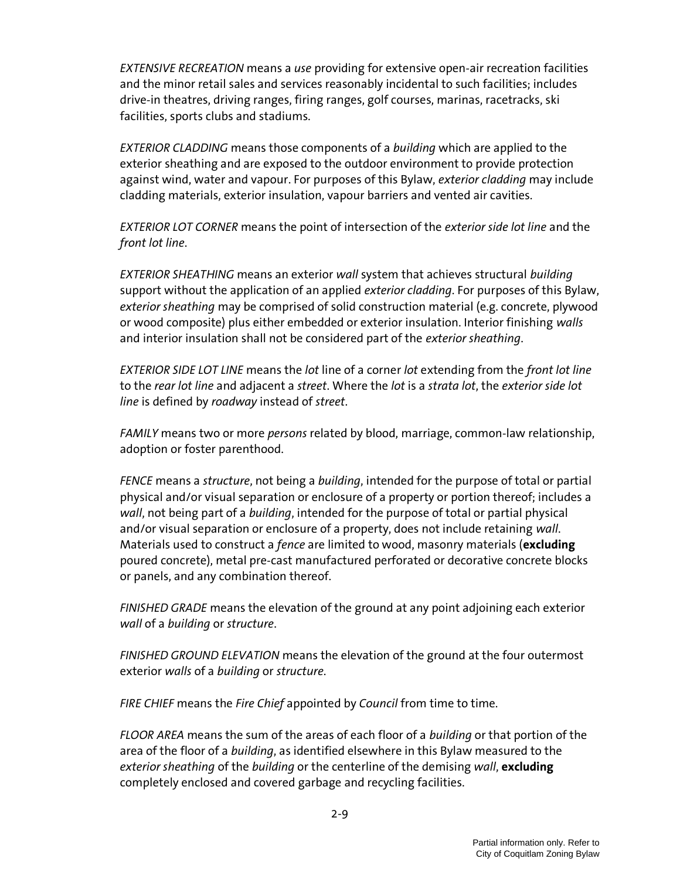*EXTENSIVE RECREATION* means a *use* providing for extensive open-air recreation facilities and the minor retail sales and services reasonably incidental to such facilities; includes drive-in theatres, driving ranges, firing ranges, golf courses, marinas, racetracks, ski facilities, sports clubs and stadiums.

*EXTERIOR CLADDING* means those components of a *building* which are applied to the exterior sheathing and are exposed to the outdoor environment to provide protection against wind, water and vapour. For purposes of this Bylaw, *exterior cladding* may include cladding materials, exterior insulation, vapour barriers and vented air cavities.

*EXTERIOR LOT CORNER* means the point of intersection of the *exterior side lot line* and the *front lot line*.

*EXTERIOR SHEATHING* means an exterior *wall* system that achieves structural *building* support without the application of an applied *exterior cladding*. For purposes of this Bylaw, *exterior sheathing* may be comprised of solid construction material (e.g. concrete, plywood or wood composite) plus either embedded or exterior insulation. Interior finishing *walls* and interior insulation shall not be considered part of the *exterior sheathing*.

*EXTERIOR SIDE LOT LINE* means the *lot* line of a corner *lot* extending from the *front lot line* to the *rear lot line* and adjacent a *street*. Where the *lot* is a *strata lot*, the *exterior side lot line* is defined by *roadway* instead of *street*.

*FAMILY* means two or more *persons* related by blood, marriage, common-law relationship, adoption or foster parenthood.

*FENCE* means a *structure*, not being a *building*, intended for the purpose of total or partial physical and/or visual separation or enclosure of a property or portion thereof; includes a *wall*, not being part of a *building*, intended for the purpose of total or partial physical and/or visual separation or enclosure of a property, does not include retaining *wall*. Materials used to construct a *fence* are limited to wood, masonry materials (**excluding** poured concrete), metal pre-cast manufactured perforated or decorative concrete blocks or panels, and any combination thereof.

*FINISHED GRADE* means the elevation of the ground at any point adjoining each exterior *wall* of a *building* or *structure*.

*FINISHED GROUND ELEVATION* means the elevation of the ground at the four outermost exterior *walls* of a *building* or *structure*.

*FIRE CHIEF* means the *Fire Chief* appointed by *Council* from time to time.

*FLOOR AREA* means the sum of the areas of each floor of a *building* or that portion of the area of the floor of a *building*, as identified elsewhere in this Bylaw measured to the *exterior sheathing* of the *building* or the centerline of the demising *wall*, **excluding** completely enclosed and covered garbage and recycling facilities.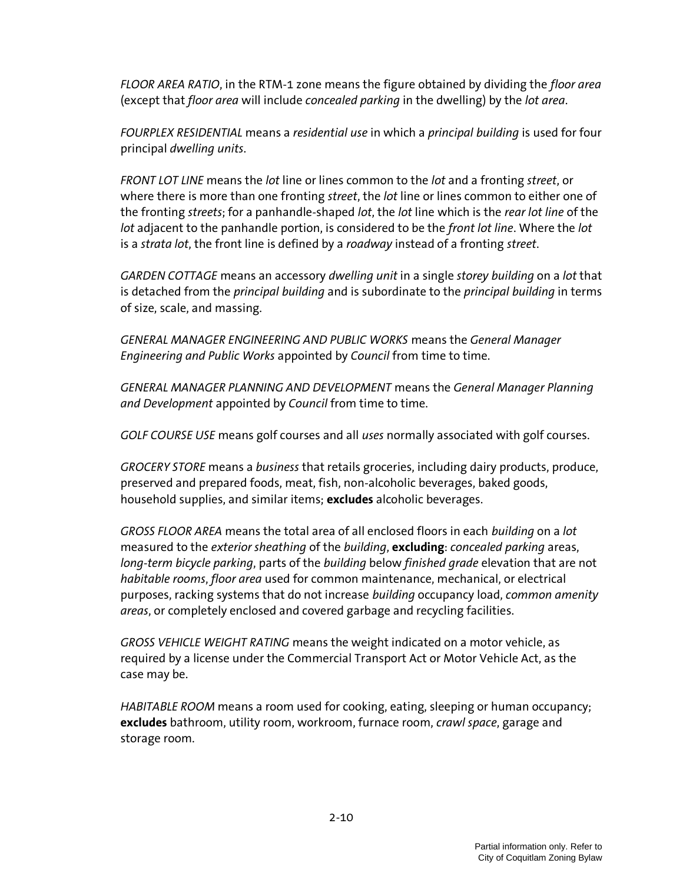*FLOOR AREA RATIO*, in the RTM-1 zone means the figure obtained by dividing the *floor area* (except that *floor area* will include *concealed parking* in the dwelling) by the *lot area*.

*FOURPLEX RESIDENTIAL* means a *residential use* in which a *principal building* is used for four principal *dwelling units*.

*FRONT LOT LINE* means the *lot* line or lines common to the *lot* and a fronting *street*, or where there is more than one fronting *street*, the *lot* line or lines common to either one of the fronting *streets*; for a panhandle-shaped *lot*, the *lot* line which is the *rear lot line* of the *lot* adjacent to the panhandle portion, is considered to be the *front lot line*. Where the *lot* is a *strata lot*, the front line is defined by a *roadway* instead of a fronting *street*.

*GARDEN COTTAGE* means an accessory *dwelling unit* in a single *storey building* on a *lot* that is detached from the *principal building* and is subordinate to the *principal building* in terms of size, scale, and massing.

*GENERAL MANAGER ENGINEERING AND PUBLIC WORKS* means the *General Manager Engineering and Public Works* appointed by *Council* from time to time.

*GENERAL MANAGER PLANNING AND DEVELOPMENT* means the *General Manager Planning and Development* appointed by *Council* from time to time.

*GOLF COURSE USE* means golf courses and all *uses* normally associated with golf courses.

*GROCERY STORE* means a *business* that retails groceries, including dairy products, produce, preserved and prepared foods, meat, fish, non-alcoholic beverages, baked goods, household supplies, and similar items; **excludes** alcoholic beverages.

*GROSS FLOOR AREA* means the total area of all enclosed floors in each *building* on a *lot* measured to the *exterior sheathing* of the *building*, **excluding**: *concealed parking* areas, *long-term bicycle parking*, parts of the *building* below *finished grade* elevation that are not *habitable rooms*, *floor area* used for common maintenance, mechanical, or electrical purposes, racking systems that do not increase *building* occupancy load, *common amenity areas*, or completely enclosed and covered garbage and recycling facilities.

*GROSS VEHICLE WEIGHT RATING* means the weight indicated on a motor vehicle, as required by a license under the Commercial Transport Act or Motor Vehicle Act, as the case may be.

*HABITABLE ROOM* means a room used for cooking, eating, sleeping or human occupancy; **excludes** bathroom, utility room, workroom, furnace room, *crawl space*, garage and storage room.

Partial information only. Refer to City of Coquitlam Zoning Bylaw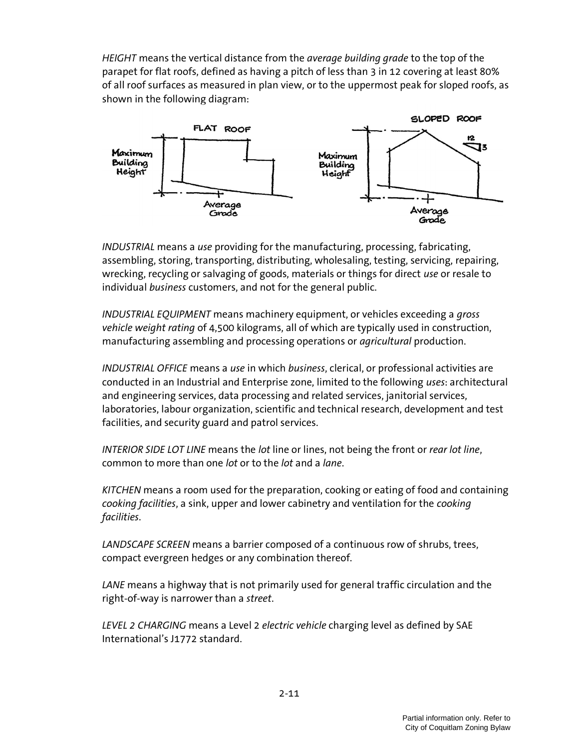*HEIGHT* means the vertical distance from the *average building grade* to the top of the parapet for flat roofs, defined as having a pitch of less than 3 in 12 covering at least 80% of all roof surfaces as measured in plan view, or to the uppermost peak for sloped roofs, as shown in the following diagram:

*INDUSTRIAL* means a *use* providing for the manufacturing, processing, fabricating, assembling, storing, transporting, distributing, wholesaling, testing, servicing, repairing, wrecking, recycling or salvaging of goods, materials or things for direct *use* or resale to individual *business* customers, and not for the general public.

*INDUSTRIAL EQUIPMENT* means machinery equipment, or vehicles exceeding a *gross vehicle weight rating* of 4,500 kilograms, all of which are typically used in construction, manufacturing assembling and processing operations or *agricultural* production.

*INDUSTRIAL OFFICE* means a *use* in which *business*, clerical, or professional activities are conducted in an Industrial and Enterprise zone, limited to the following *uses*: architectural and engineering services, data processing and related services, janitorial services, laboratories, labour organization, scientific and technical research, development and test facilities, and security guard and patrol services.

*INTERIOR SIDE LOT LINE* means the *lot* line or lines, not being the front or *rear lot line*, common to more than one *lot* or to the *lot* and a *lane*.

*KITCHEN* means a room used for the preparation, cooking or eating of food and containing *cooking facilities*, a sink, upper and lower cabinetry and ventilation for the *cooking facilities*.

*LANDSCAPE SCREEN* means a barrier composed of a continuous row of shrubs, trees, compact evergreen hedges or any combination thereof.

*LANE* means a highway that is not primarily used for general traffic circulation and the right-of-way is narrower than a *street*.

*LEVEL 2 CHARGING* means a Level 2 *electric vehicle* charging level as defined by SAE International's J1772 standard.

Partial information only. Refer to City of Coquitlam Zoning Bylaw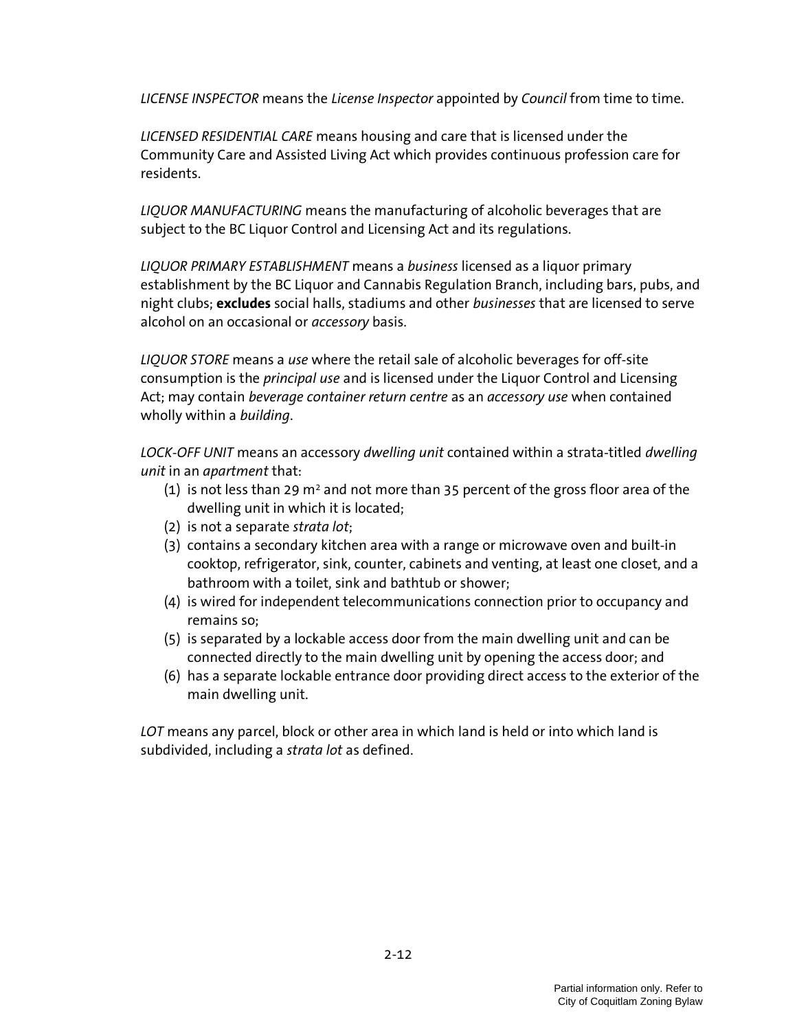*LICENSE INSPECTOR* means the *License Inspector* appointed by *Council* from time to time.

*LICENSED RESIDENTIAL CARE* means housing and care that is licensed under the Community Care and Assisted Living Act which provides continuous profession care for residents.

*LIQUOR MANUFACTURING* means the manufacturing of alcoholic beverages that are subject to the BC Liquor Control and Licensing Act and its regulations.

*LIQUOR PRIMARY ESTABLISHMENT* means a *business* licensed as a liquor primary establishment by the BC Liquor and Cannabis Regulation Branch, including bars, pubs, and night clubs; **excludes** social halls, stadiums and other *businesses* that are licensed to serve alcohol on an occasional or *accessory* basis.

*LIQUOR STORE* means a *use* where the retail sale of alcoholic beverages for off-site consumption is the *principal use* and is licensed under the Liquor Control and Licensing Act; may contain *beverage container return centre* as an *accessory use* when contained wholly within a *building*.

*LOCK-OFF UNIT* means an accessory *dwelling unit* contained within a strata-titled *dwelling unit* in an *apartment* that:

(1) is not less than 29 $m^2$ and not more than 35 percent of the gross floor area of the dwelling unit in which it is located;
(2) is not a separate *strata lot*;
(3) contains a secondary kitchen area with a range or microwave oven and built-in cooktop, refrigerator, sink, counter, cabinets and venting, at least one closet, and a bathroom with a toilet, sink and bathtub or shower;
(4) is wired for independent telecommunications connection prior to occupancy and remains so;
(5) is separated by a lockable access door from the main dwelling unit and can be connected directly to the main dwelling unit by opening the access door; and
(6) has a separate lockable entrance door providing direct access to the exterior of the main dwelling unit.

*LOT* means any parcel, block or other area in which land is held or into which land is subdivided, including a *strata lot* as defined.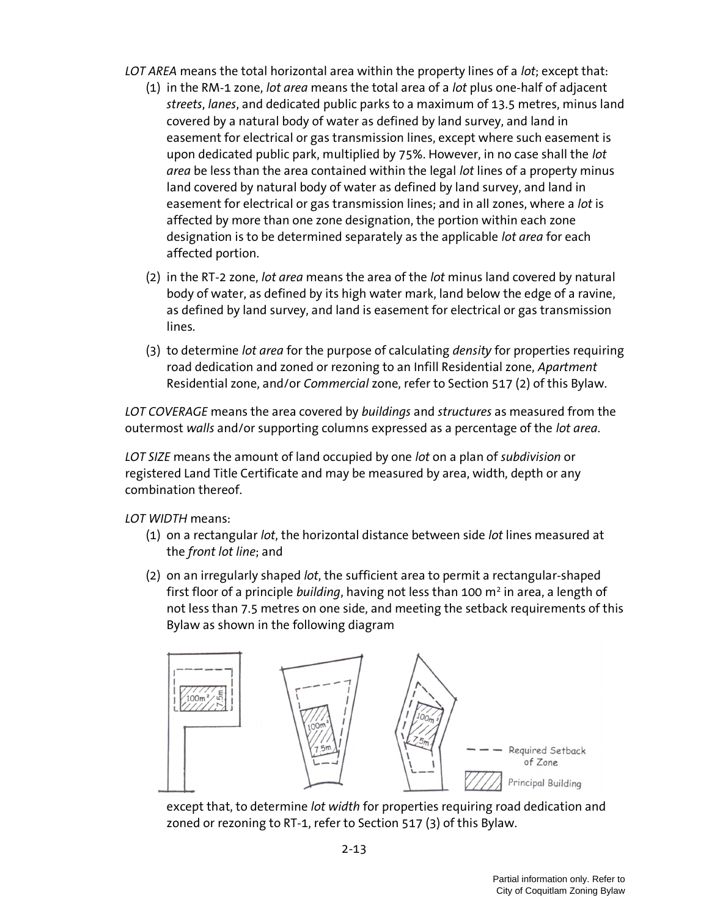*LOT AREA* means the total horizontal area within the property lines of a *lot*; except that:

1. in the RM-1 zone, *lot area* means the total area of a *lot* plus one-half of adjacent *streets*, *lanes*, and dedicated public parks to a maximum of 13.5 metres, minus land covered by a natural body of water as defined by land survey, and land in easement for electrical or gas transmission lines, except where such easement is upon dedicated public park, multiplied by 75%. However, in no case shall the *lot area* be less than the area contained within the legal *lot* lines of a property minus land covered by natural body of water as defined by land survey, and land in easement for electrical or gas transmission lines; and in all zones, where a *lot* is affected by more than one zone designation, the portion within each zone designation is to be determined separately as the applicable *lot area* for each affected portion.

2. in the RT-2 zone, *lot area* means the area of the *lot* minus land covered by natural body of water, as defined by its high water mark, land below the edge of a ravine, as defined by land survey, and land is easement for electrical or gas transmission lines.

3. to determine *lot area* for the purpose of calculating *density* for properties requiring road dedication and zoned or rezoning to an Infill Residential zone, *Apartment* Residential zone, and/or *Commercial* zone, refer to Section 517 (2) of this Bylaw.

*LOT COVERAGE* means the area covered by *buildings* and *structures* as measured from the outermost *walls* and/or supporting columns expressed as a percentage of the *lot area*.

*LOT SIZE* means the amount of land occupied by one *lot* on a plan of *subdivision* or registered Land Title Certificate and may be measured by area, width, depth or any combination thereof.

*LOT WIDTH* means:

1. on a rectangular *lot*, the horizontal distance between side *lot* lines measured at the *front lot line*; and

2. on an irregularly shaped *lot*, the sufficient area to permit a rectangular-shaped first floor of a principle *building*, having not less than 100 $m^2$ in area, a length of not less than 7.5 metres on one side, and meeting the setback requirements of this Bylaw as shown in the following diagram

   except that, to determine *lot width* for properties requiring road dedication and zoned or rezoning to RT-1, refer to Section 517 (3) of this Bylaw.

Partial information only. Refer to City of Coquitlam Zoning Bylaw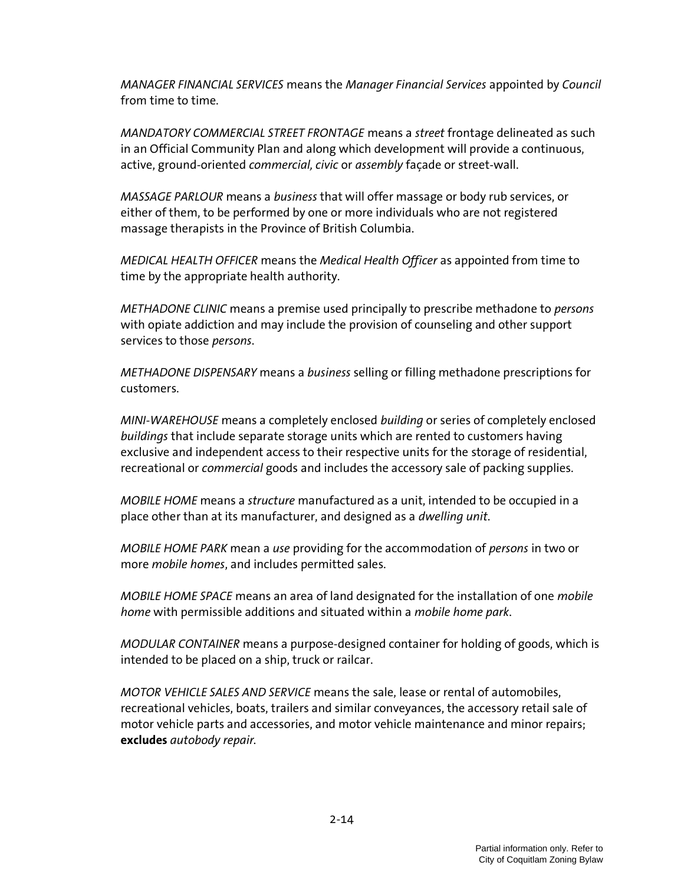*MANAGER FINANCIAL SERVICES* means the *Manager Financial Services* appointed by *Council* from time to time.

*MANDATORY COMMERCIAL STREET FRONTAGE* means a *street* frontage delineated as such in an Official Community Plan and along which development will provide a continuous, active, ground-oriented *commercial, civic* or *assembly* façade or street-wall.

*MASSAGE PARLOUR* means a *business* that will offer massage or body rub services, or either of them, to be performed by one or more individuals who are not registered massage therapists in the Province of British Columbia.

*MEDICAL HEALTH OFFICER* means the *Medical Health Officer* as appointed from time to time by the appropriate health authority.

*METHADONE CLINIC* means a premise used principally to prescribe methadone to *persons* with opiate addiction and may include the provision of counseling and other support services to those *persons*.

*METHADONE DISPENSARY* means a *business* selling or filling methadone prescriptions for customers.

*MINI-WAREHOUSE* means a completely enclosed *building* or series of completely enclosed *buildings* that include separate storage units which are rented to customers having exclusive and independent access to their respective units for the storage of residential, recreational or *commercial* goods and includes the accessory sale of packing supplies.

*MOBILE HOME* means a *structure* manufactured as a unit, intended to be occupied in a place other than at its manufacturer, and designed as a *dwelling unit*.

*MOBILE HOME PARK* mean a *use* providing for the accommodation of *persons* in two or more *mobile homes*, and includes permitted sales.

*MOBILE HOME SPACE* means an area of land designated for the installation of one *mobile home* with permissible additions and situated within a *mobile home park*.

*MODULAR CONTAINER* means a purpose-designed container for holding of goods, which is intended to be placed on a ship, truck or railcar.

*MOTOR VEHICLE SALES AND SERVICE* means the sale, lease or rental of automobiles, recreational vehicles, boats, trailers and similar conveyances, the accessory retail sale of motor vehicle parts and accessories, and motor vehicle maintenance and minor repairs; **excludes** *autobody repair*.

Partial information only. Refer to City of Coquitlam Zoning Bylaw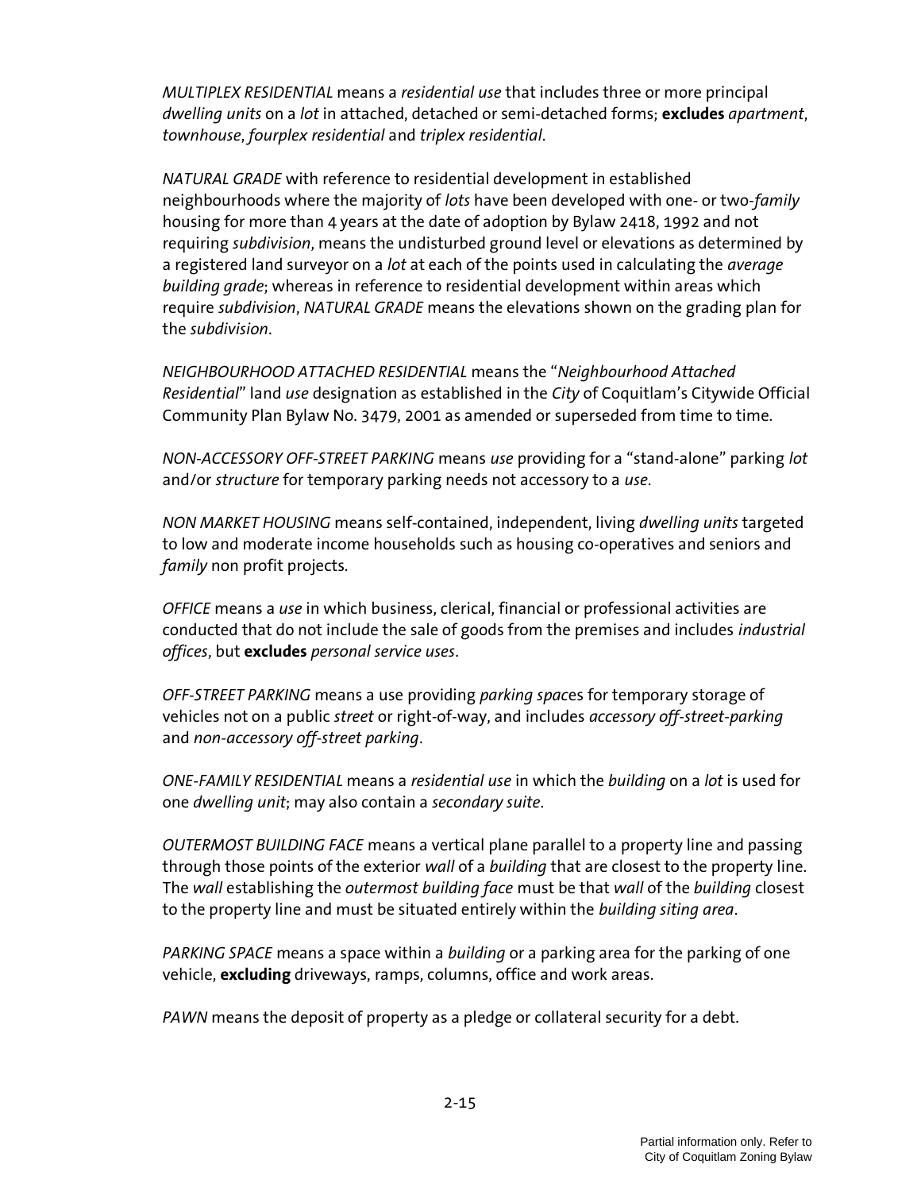*MULTIPLEX RESIDENTIAL* means a *residential use* that includes three or more principal *dwelling units* on a *lot* in attached, detached or semi-detached forms; **excludes** *apartment*, *townhouse*, *fourplex residential* and *triplex residential*.

*NATURAL GRADE* with reference to residential development in established neighbourhoods where the majority of *lots* have been developed with one- or two-*family* housing for more than 4 years at the date of adoption by Bylaw 2418, 1992 and not requiring *subdivision*, means the undisturbed ground level or elevations as determined by a registered land surveyor on a *lot* at each of the points used in calculating the *average building grade*; whereas in reference to residential development within areas which require *subdivision*, *NATURAL GRADE* means the elevations shown on the grading plan for the *subdivision*.

*NEIGHBOURHOOD ATTACHED RESIDENTIAL* means the "*Neighbourhood Attached Residential*" land *use* designation as established in the *City* of Coquitlam's Citywide Official Community Plan Bylaw No. 3479, 2001 as amended or superseded from time to time.

*NON-ACCESSORY OFF-STREET PARKING* means *use* providing for a "stand-alone" parking *lot* and/or *structure* for temporary parking needs not accessory to a *use*.

*NON MARKET HOUSING* means self-contained, independent, living *dwelling units* targeted to low and moderate income households such as housing co-operatives and seniors and *family* non profit projects.

*OFFICE* means a *use* in which business, clerical, financial or professional activities are conducted that do not include the sale of goods from the premises and includes *industrial offices*, but **excludes** *personal service uses*.

*OFF-STREET PARKING* means a use providing *parking spac*es for temporary storage of vehicles not on a public *street* or right-of-way, and includes *accessory off-street-parking* and *non-accessory off-street parking*.

*ONE-FAMILY RESIDENTIAL* means a *residential use* in which the *building* on a *lot* is used for one *dwelling unit*; may also contain a *secondary suite*.

*OUTERMOST BUILDING FACE* means a vertical plane parallel to a property line and passing through those points of the exterior *wall* of a *building* that are closest to the property line. The *wall* establishing the *outermost building face* must be that *wall* of the *building* closest to the property line and must be situated entirely within the *building siting area*.

*PARKING SPACE* means a space within a *building* or a parking area for the parking of one vehicle, **excluding** driveways, ramps, columns, office and work areas.

*PAWN* means the deposit of property as a pledge or collateral security for a debt.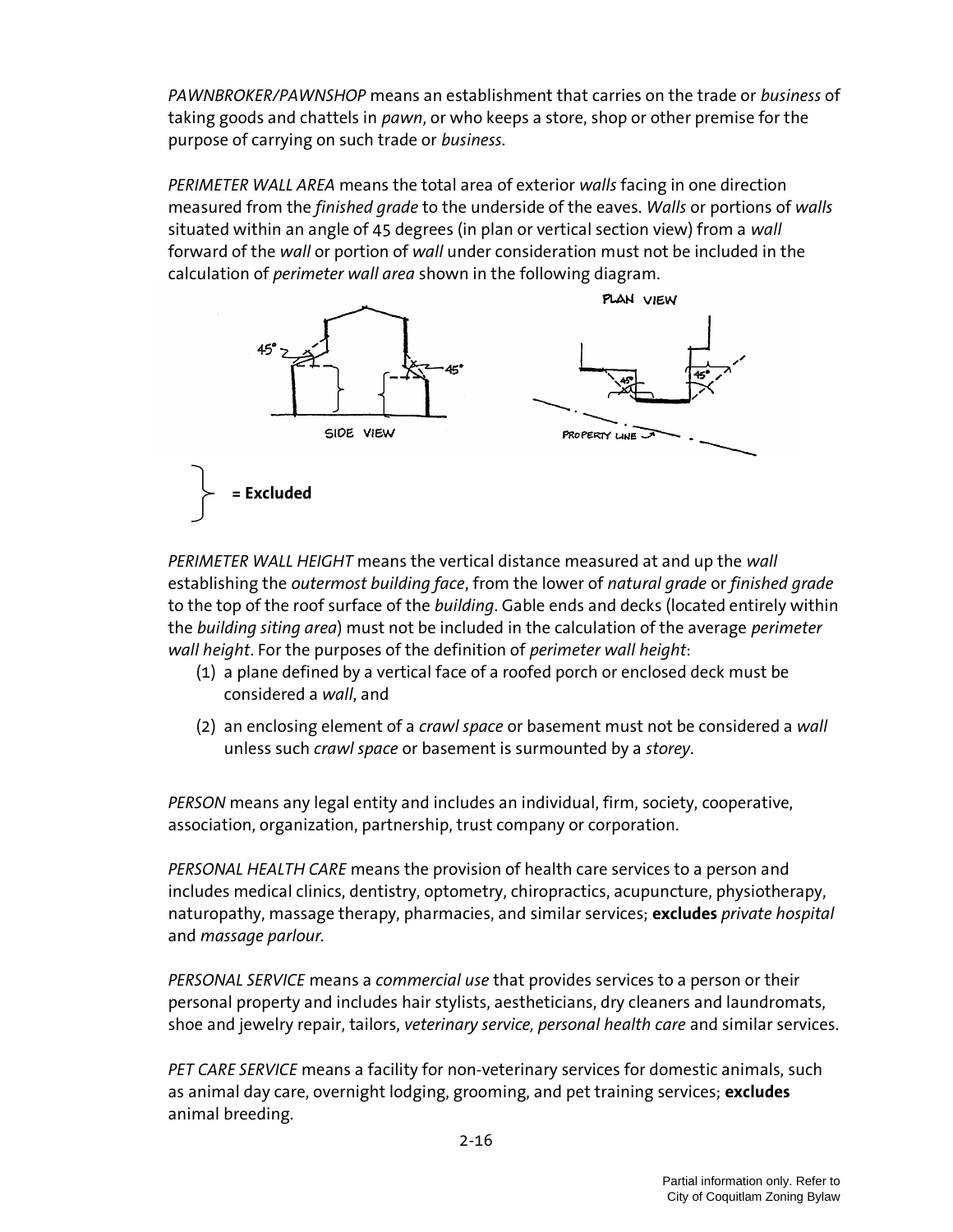*PAWNBROKER/PAWNSHOP* means an establishment that carries on the trade or *business* of taking goods and chattels in *pawn*, or who keeps a store, shop or other premise for the purpose of carrying on such trade or *business*.

*PERIMETER WALL AREA* means the total area of exterior *walls* facing in one direction measured from the *finished grade* to the underside of the eaves. *Walls* or portions of *walls* situated within an angle of 45 degrees (in plan or vertical section view) from a *wall* forward of the *wall* or portion of *wall* under consideration must not be included in the calculation of *perimeter wall area* shown in the following diagram.

**= Excluded**

*PERIMETER WALL HEIGHT* means the vertical distance measured at and up the *wall* establishing the *outermost building face*, from the lower of *natural grade* or *finished grade* to the top of the roof surface of the *building*. Gable ends and decks (located entirely within the *building siting area*) must not be included in the calculation of the average *perimeter wall height*. For the purposes of the definition of *perimeter wall height*:

(1) a plane defined by a vertical face of a roofed porch or enclosed deck must be considered a *wall*, and

(2) an enclosing element of a *crawl space* or basement must not be considered a *wall* unless such *crawl space* or basement is surmounted by a *storey*.

*PERSON* means any legal entity and includes an individual, firm, society, cooperative, association, organization, partnership, trust company or corporation.

*PERSONAL HEALTH CARE* means the provision of health care services to a person and includes medical clinics, dentistry, optometry, chiropractics, acupuncture, physiotherapy, naturopathy, massage therapy, pharmacies, and similar services; **excludes** *private hospital* and *massage parlour*.

*PERSONAL SERVICE* means a *commercial use* that provides services to a person or their personal property and includes hair stylists, aestheticians, dry cleaners and laundromats, shoe and jewelry repair, tailors, *veterinary service, personal health care* and similar services.

*PET CARE SERVICE* means a facility for non-veterinary services for domestic animals, such as animal day care, overnight lodging, grooming, and pet training services; **excludes** animal breeding.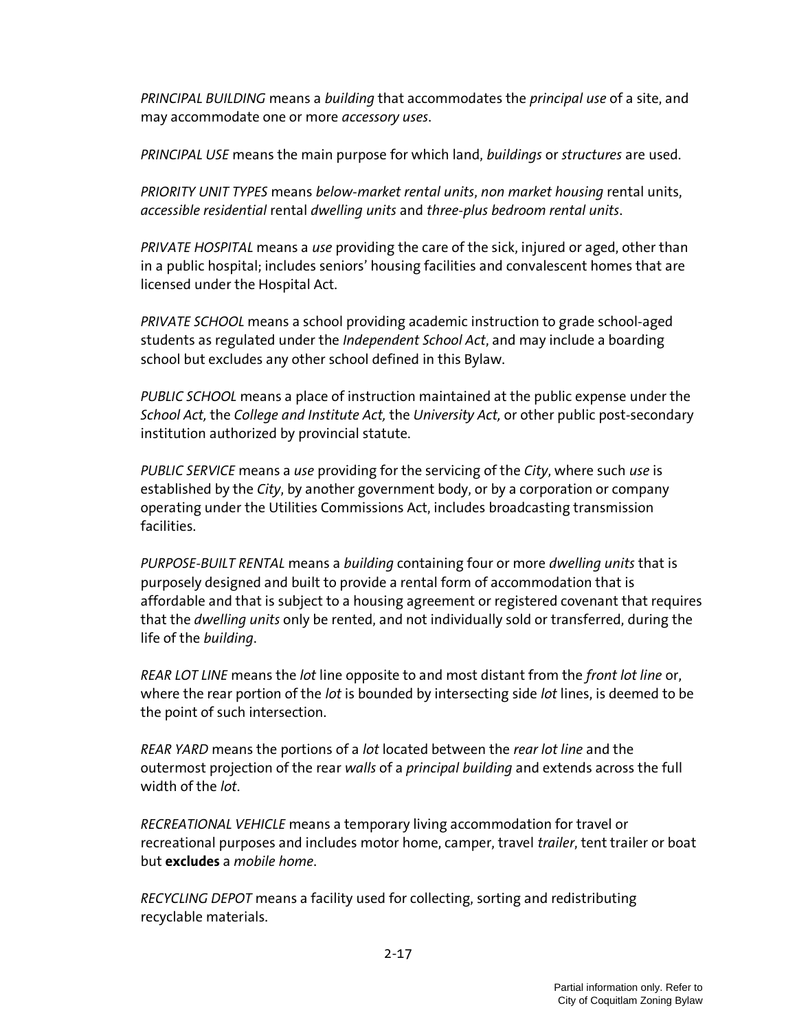*PRINCIPAL BUILDING* means a *building* that accommodates the *principal use* of a site, and may accommodate one or more *accessory uses*.

*PRINCIPAL USE* means the main purpose for which land, *buildings* or *structures* are used.

*PRIORITY UNIT TYPES* means *below-market rental units*, *non market housing* rental units, *accessible residential* rental *dwelling units* and *three-plus bedroom rental units*.

*PRIVATE HOSPITAL* means a *use* providing the care of the sick, injured or aged, other than in a public hospital; includes seniors' housing facilities and convalescent homes that are licensed under the Hospital Act.

*PRIVATE SCHOOL* means a school providing academic instruction to grade school-aged students as regulated under the *Independent School Act*, and may include a boarding school but excludes any other school defined in this Bylaw.

*PUBLIC SCHOOL* means a place of instruction maintained at the public expense under the *School Act,* the *College and Institute Act,* the *University Act,* or other public post-secondary institution authorized by provincial statute.

*PUBLIC SERVICE* means a *use* providing for the servicing of the *City*, where such *use* is established by the *City*, by another government body, or by a corporation or company operating under the Utilities Commissions Act, includes broadcasting transmission facilities.

*PURPOSE-BUILT RENTAL* means a *building* containing four or more *dwelling units* that is purposely designed and built to provide a rental form of accommodation that is affordable and that is subject to a housing agreement or registered covenant that requires that the *dwelling units* only be rented, and not individually sold or transferred, during the life of the *building*.

*REAR LOT LINE* means the *lot* line opposite to and most distant from the *front lot line* or, where the rear portion of the *lot* is bounded by intersecting side *lot* lines, is deemed to be the point of such intersection.

*REAR YARD* means the portions of a *lot* located between the *rear lot line* and the outermost projection of the rear *walls* of a *principal building* and extends across the full width of the *lot*.

*RECREATIONAL VEHICLE* means a temporary living accommodation for travel or recreational purposes and includes motor home, camper, travel *trailer*, tent trailer or boat but **excludes** a *mobile home*.

*RECYCLING DEPOT* means a facility used for collecting, sorting and redistributing recyclable materials.

Partial information only. Refer to City of Coquitlam Zoning Bylaw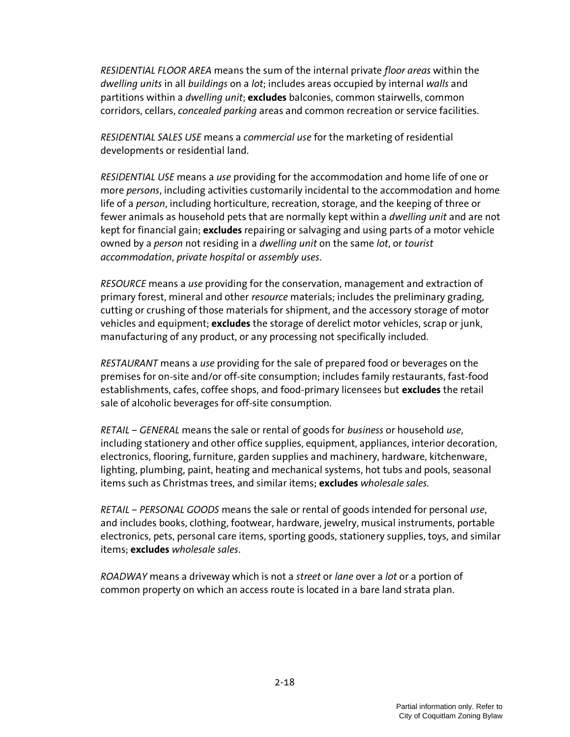*RESIDENTIAL FLOOR AREA* means the sum of the internal private *floor areas* within the *dwelling units* in all *buildings* on a *lot*; includes areas occupied by internal *walls* and partitions within a *dwelling unit*; **excludes** balconies, common stairwells, common corridors, cellars, *concealed parking* areas and common recreation or service facilities.

*RESIDENTIAL SALES USE* means a *commercial use* for the marketing of residential developments or residential land.

*RESIDENTIAL USE* means a *use* providing for the accommodation and home life of one or more *persons*, including activities customarily incidental to the accommodation and home life of a *person*, including horticulture, recreation, storage, and the keeping of three or fewer animals as household pets that are normally kept within a *dwelling unit* and are not kept for financial gain; **excludes** repairing or salvaging and using parts of a motor vehicle owned by a *person* not residing in a *dwelling unit* on the same *lot*, or *tourist accommodation*, *private hospital* or *assembly uses*.

*RESOURCE* means a *use* providing for the conservation, management and extraction of primary forest, mineral and other *resource* materials; includes the preliminary grading, cutting or crushing of those materials for shipment, and the accessory storage of motor vehicles and equipment; **excludes** the storage of derelict motor vehicles, scrap or junk, manufacturing of any product, or any processing not specifically included.

*RESTAURANT* means a *use* providing for the sale of prepared food or beverages on the premises for on-site and/or off-site consumption; includes family restaurants, fast-food establishments, cafes, coffee shops, and food-primary licensees but **excludes** the retail sale of alcoholic beverages for off-site consumption.

*RETAIL – GENERAL* means the sale or rental of goods for *business* or household *use*, including stationery and other office supplies, equipment, appliances, interior decoration, electronics, flooring, furniture, garden supplies and machinery, hardware, kitchenware, lighting, plumbing, paint, heating and mechanical systems, hot tubs and pools, seasonal items such as Christmas trees, and similar items; **excludes** *wholesale sales.*

*RETAIL – PERSONAL GOODS* means the sale or rental of goods intended for personal *use*, and includes books, clothing, footwear, hardware, jewelry, musical instruments, portable electronics, pets, personal care items, sporting goods, stationery supplies, toys, and similar items; **excludes** *wholesale sales*.

*ROADWAY* means a driveway which is not a *street* or *lane* over a *lot* or a portion of common property on which an access route is located in a bare land strata plan.

Partial information only. Refer to City of Coquitlam Zoning Bylaw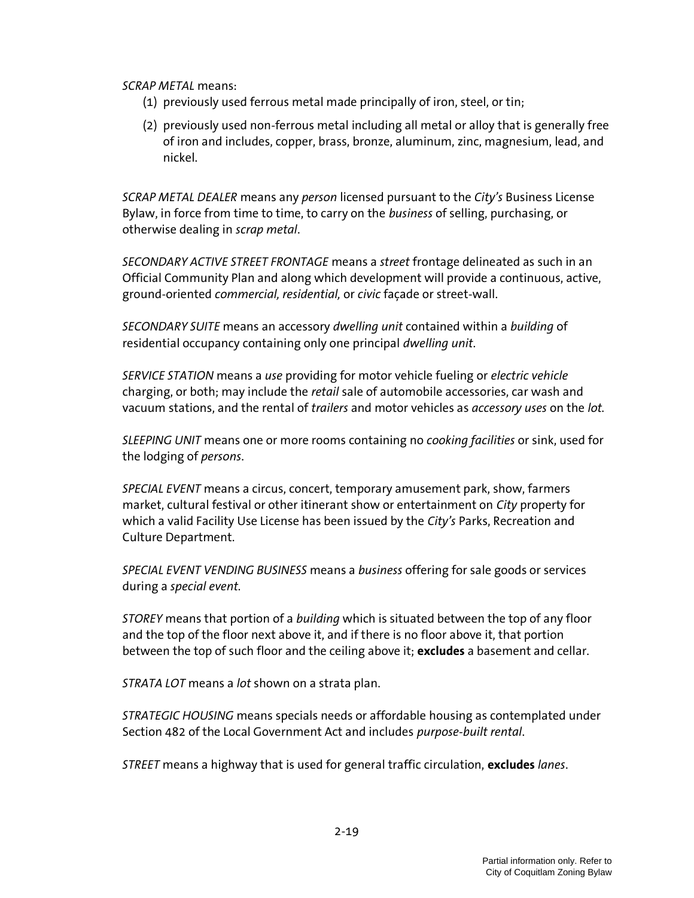*SCRAP METAL* means:

(1) previously used ferrous metal made principally of iron, steel, or tin;

(2) previously used non-ferrous metal including all metal or alloy that is generally free of iron and includes, copper, brass, bronze, aluminum, zinc, magnesium, lead, and nickel.

*SCRAP METAL DEALER* means any *person* licensed pursuant to the *City's* Business License Bylaw, in force from time to time, to carry on the *business* of selling, purchasing, or otherwise dealing in *scrap metal*.

*SECONDARY ACTIVE STREET FRONTAGE* means a *street* frontage delineated as such in an Official Community Plan and along which development will provide a continuous, active, ground-oriented *commercial, residential,* or *civic* façade or street-wall.

*SECONDARY SUITE* means an accessory *dwelling unit* contained within a *building* of residential occupancy containing only one principal *dwelling unit*.

*SERVICE STATION* means a *use* providing for motor vehicle fueling or *electric vehicle* charging, or both; may include the *retail* sale of automobile accessories, car wash and vacuum stations, and the rental of *trailers* and motor vehicles as *accessory uses* on the *lot*.

*SLEEPING UNIT* means one or more rooms containing no *cooking facilities* or sink, used for the lodging of *persons*.

*SPECIAL EVENT* means a circus, concert, temporary amusement park, show, farmers market, cultural festival or other itinerant show or entertainment on *City* property for which a valid Facility Use License has been issued by the *City's* Parks, Recreation and Culture Department.

*SPECIAL EVENT VENDING BUSINESS* means a *business* offering for sale goods or services during a *special event*.

*STOREY* means that portion of a *building* which is situated between the top of any floor and the top of the floor next above it, and if there is no floor above it, that portion between the top of such floor and the ceiling above it; **excludes** a basement and cellar.

*STRATA LOT* means a *lot* shown on a strata plan.

*STRATEGIC HOUSING* means specials needs or affordable housing as contemplated under Section 482 of the Local Government Act and includes *purpose-built rental*.

*STREET* means a highway that is used for general traffic circulation, **excludes** *lanes*.

Partial information only. Refer to City of Coquitlam Zoning Bylaw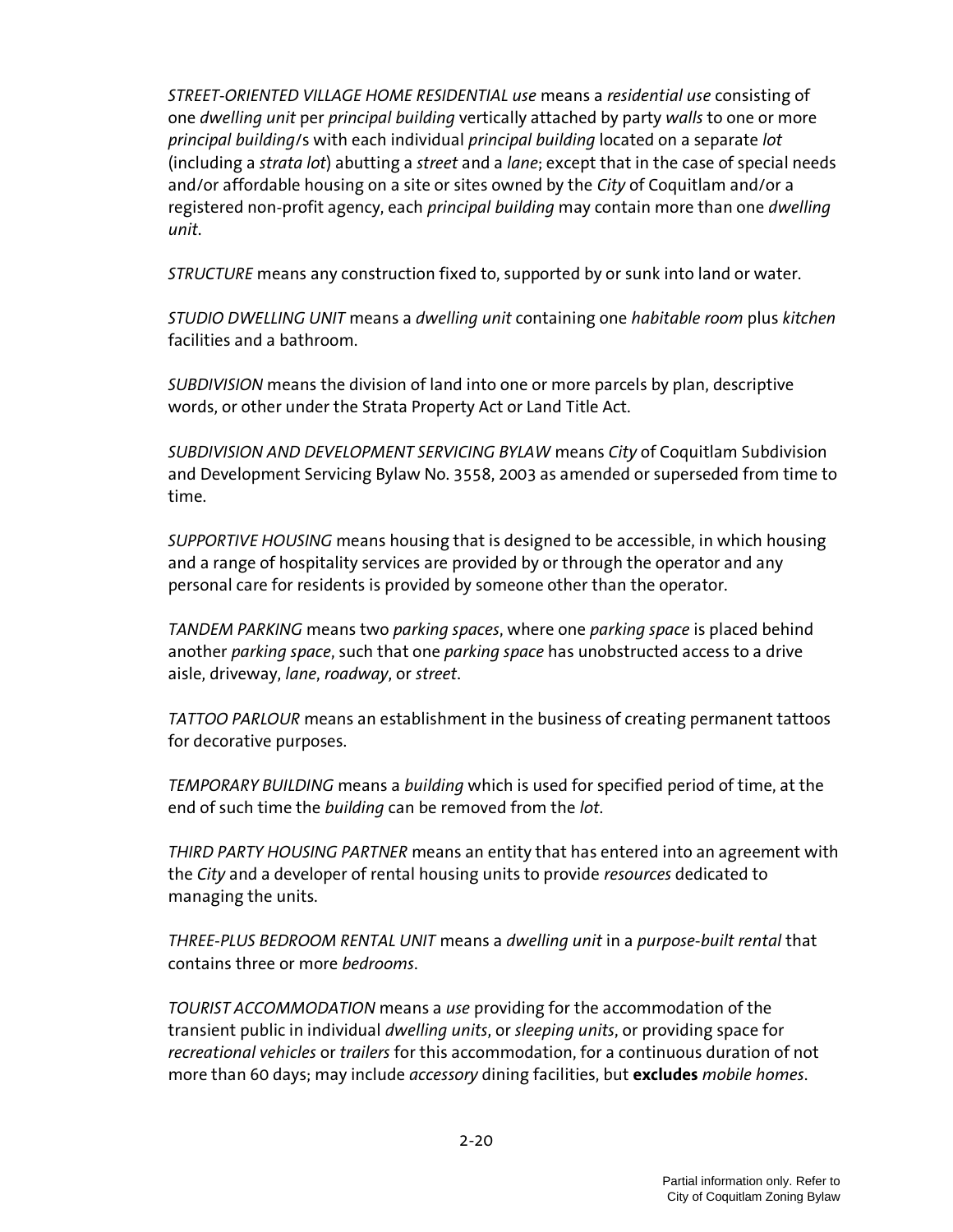*STREET-ORIENTED VILLAGE HOME RESIDENTIAL use* means a *residential use* consisting of one *dwelling unit* per *principal building* vertically attached by party *walls* to one or more *principal building*/s with each individual *principal building* located on a separate *lot* (including a *strata lot*) abutting a *street* and a *lane*; except that in the case of special needs and/or affordable housing on a site or sites owned by the *City* of Coquitlam and/or a registered non-profit agency, each *principal building* may contain more than one *dwelling unit*.

*STRUCTURE* means any construction fixed to, supported by or sunk into land or water.

*STUDIO DWELLING UNIT* means a *dwelling unit* containing one *habitable room* plus *kitchen* facilities and a bathroom.

*SUBDIVISION* means the division of land into one or more parcels by plan, descriptive words, or other under the Strata Property Act or Land Title Act.

*SUBDIVISION AND DEVELOPMENT SERVICING BYLAW* means *City* of Coquitlam Subdivision and Development Servicing Bylaw No. 3558, 2003 as amended or superseded from time to time.

*SUPPORTIVE HOUSING* means housing that is designed to be accessible, in which housing and a range of hospitality services are provided by or through the operator and any personal care for residents is provided by someone other than the operator.

*TANDEM PARKING* means two *parking spaces*, where one *parking space* is placed behind another *parking space*, such that one *parking space* has unobstructed access to a drive aisle, driveway, *lane*, *roadway*, or *street*.

*TATTOO PARLOUR* means an establishment in the business of creating permanent tattoos for decorative purposes.

*TEMPORARY BUILDING* means a *building* which is used for specified period of time, at the end of such time the *building* can be removed from the *lot*.

*THIRD PARTY HOUSING PARTNER* means an entity that has entered into an agreement with the *City* and a developer of rental housing units to provide *resources* dedicated to managing the units.

*THREE-PLUS BEDROOM RENTAL UNIT* means a *dwelling unit* in a *purpose-built rental* that contains three or more *bedrooms*.

*TOURIST ACCOMMODATION* means a *use* providing for the accommodation of the transient public in individual *dwelling units*, or *sleeping units*, or providing space for *recreational vehicles* or *trailers* for this accommodation, for a continuous duration of not more than 60 days; may include *accessory* dining facilities, but **excludes** *mobile homes*.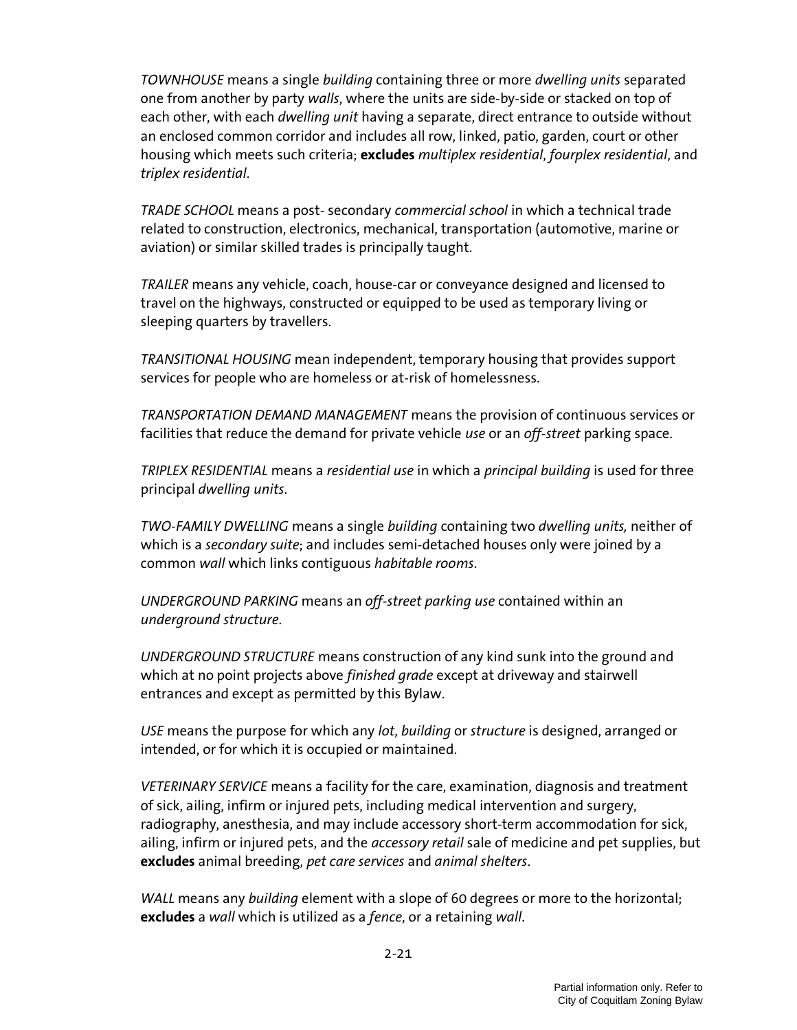*TOWNHOUSE* means a single *building* containing three or more *dwelling units* separated one from another by party *walls*, where the units are side-by-side or stacked on top of each other, with each *dwelling unit* having a separate, direct entrance to outside without an enclosed common corridor and includes all row, linked, patio, garden, court or other housing which meets such criteria; **excludes** *multiplex residential*, *fourplex residential*, and *triplex residential*.

*TRADE SCHOOL* means a post- secondary *commercial school* in which a technical trade related to construction, electronics, mechanical, transportation (automotive, marine or aviation) or similar skilled trades is principally taught.

*TRAILER* means any vehicle, coach, house-car or conveyance designed and licensed to travel on the highways, constructed or equipped to be used as temporary living or sleeping quarters by travellers.

*TRANSITIONAL HOUSING* mean independent, temporary housing that provides support services for people who are homeless or at-risk of homelessness.

*TRANSPORTATION DEMAND MANAGEMENT* means the provision of continuous services or facilities that reduce the demand for private vehicle *use* or an *off-street* parking space.

*TRIPLEX RESIDENTIAL* means a *residential use* in which a *principal building* is used for three principal *dwelling units*.

*TWO-FAMILY DWELLING* means a single *building* containing two *dwelling units,* neither of which is a *secondary suite*; and includes semi-detached houses only were joined by a common *wall* which links contiguous *habitable rooms*.

*UNDERGROUND PARKING* means an *off-street parking use* contained within an *underground structure*.

*UNDERGROUND STRUCTURE* means construction of any kind sunk into the ground and which at no point projects above *finished grade* except at driveway and stairwell entrances and except as permitted by this Bylaw.

*USE* means the purpose for which any *lot*, *building* or *structure* is designed, arranged or intended, or for which it is occupied or maintained.

*VETERINARY SERVICE* means a facility for the care, examination, diagnosis and treatment of sick, ailing, infirm or injured pets, including medical intervention and surgery, radiography, anesthesia, and may include accessory short-term accommodation for sick, ailing, infirm or injured pets, and the *accessory retail* sale of medicine and pet supplies, but **excludes** animal breeding, *pet care services* and *animal shelters*.

*WALL* means any *building* element with a slope of 60 degrees or more to the horizontal; **excludes** a *wall* which is utilized as a *fence*, or a retaining *wall*.

Partial information only. Refer to City of Coquitlam Zoning Bylaw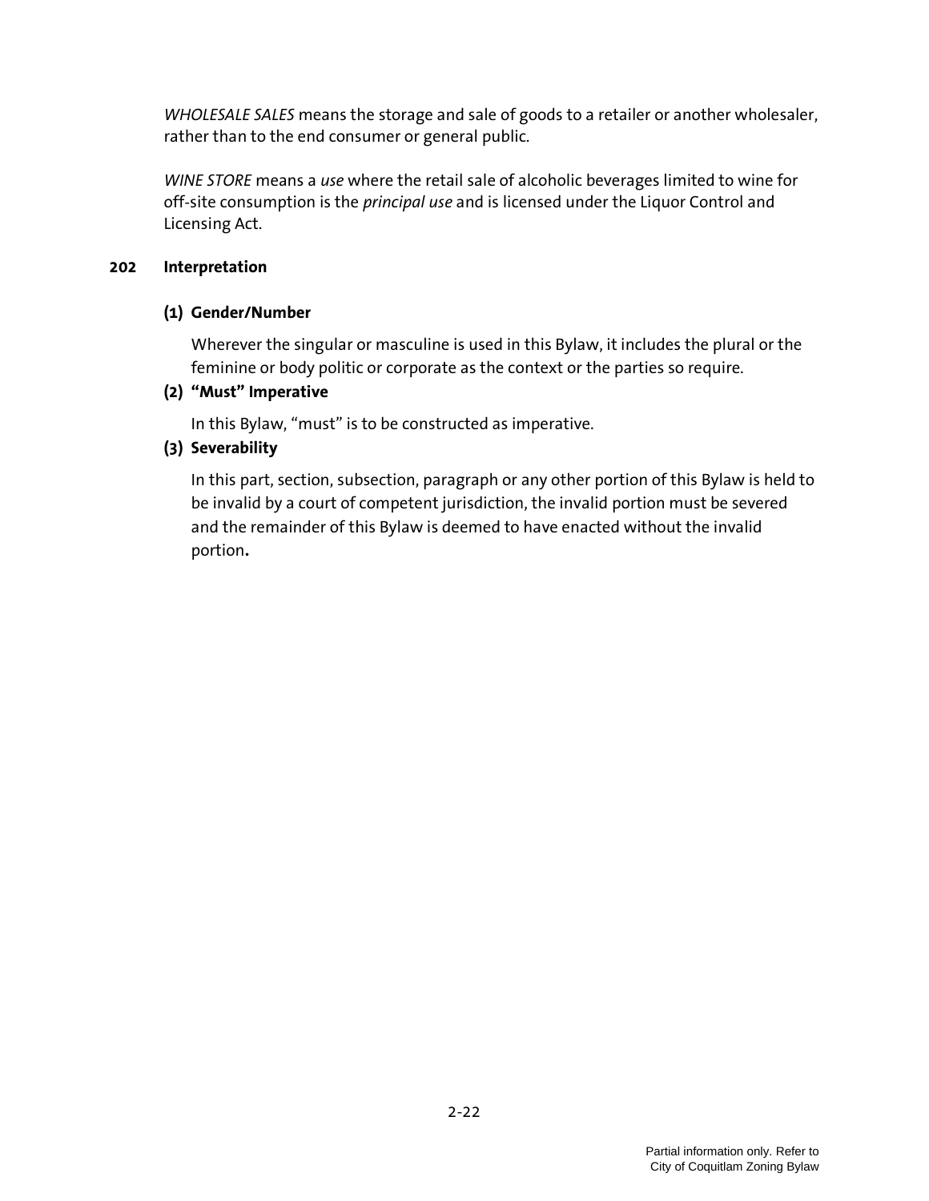*WHOLESALE SALES* means the storage and sale of goods to a retailer or another wholesaler, rather than to the end consumer or general public.

*WINE STORE* means a *use* where the retail sale of alcoholic beverages limited to wine for off-site consumption is the *principal use* and is licensed under the Liquor Control and Licensing Act.

**202 Interpretation**

**(1) Gender/Number**

Wherever the singular or masculine is used in this Bylaw, it includes the plural or the feminine or body politic or corporate as the context or the parties so require.

**(2) "Must" Imperative**

In this Bylaw, "must" is to be constructed as imperative.

**(3) Severability**

In this part, section, subsection, paragraph or any other portion of this Bylaw is held to be invalid by a court of competent jurisdiction, the invalid portion must be severed and the remainder of this Bylaw is deemed to have enacted without the invalid portion**.**

Partial information only. Refer to City of Coquitlam Zoning Bylaw